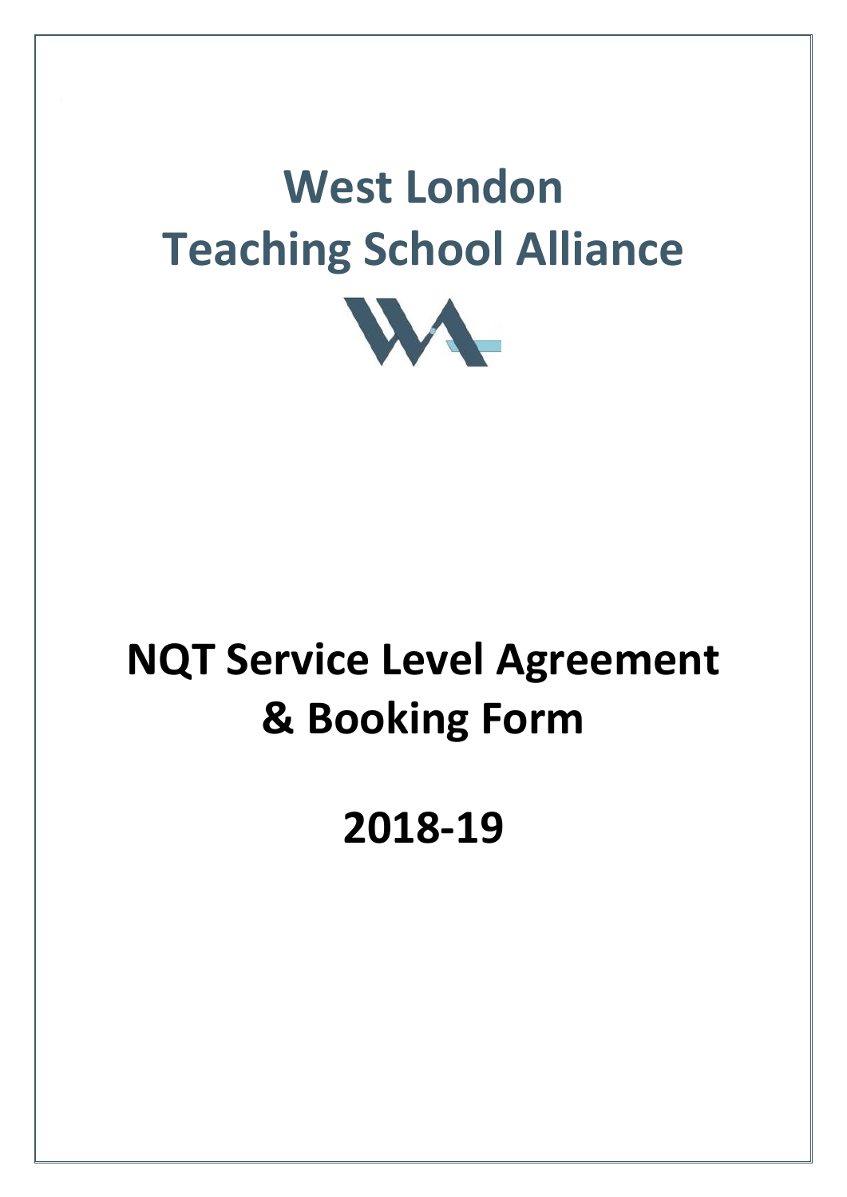# West London Teaching School Alliance

# NQT Service Level Agreement & Booking Form

# 2018-19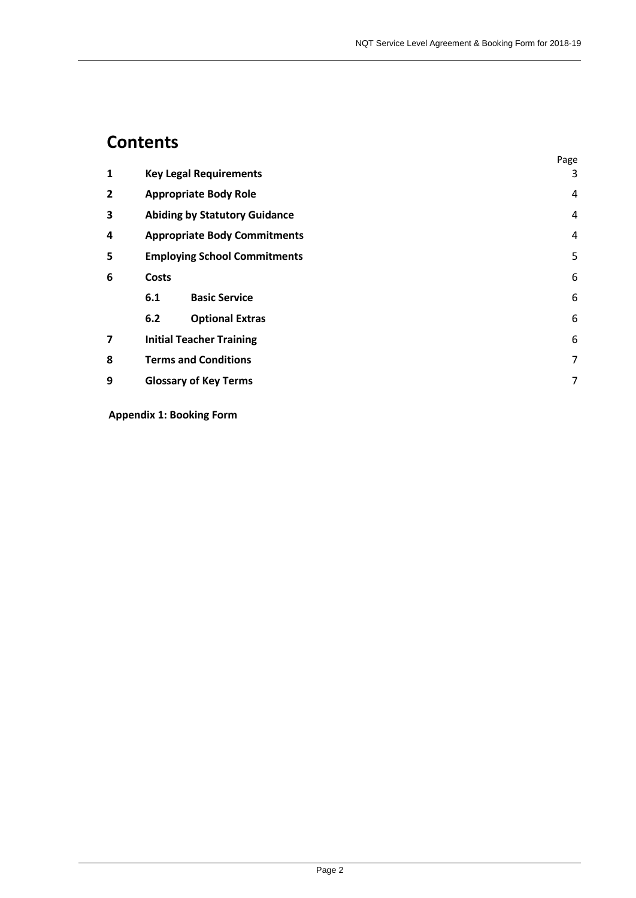# Contents

| | | Page |
|---|---|---|
| **1** | **Key Legal Requirements** | 3 |
| **2** | **Appropriate Body Role** | 4 |
| **3** | **Abiding by Statutory Guidance** | 4 |
| **4** | **Appropriate Body Commitments** | 4 |
| **5** | **Employing School Commitments** | 5 |
| **6** | **Costs** | 6 |
| | **6.1 Basic Service** | 6 |
| | **6.2 Optional Extras** | 6 |
| **7** | **Initial Teacher Training** | 6 |
| **8** | **Terms and Conditions** | 7 |
| **9** | **Glossary of Key Terms** | 7 |

**Appendix 1: Booking Form**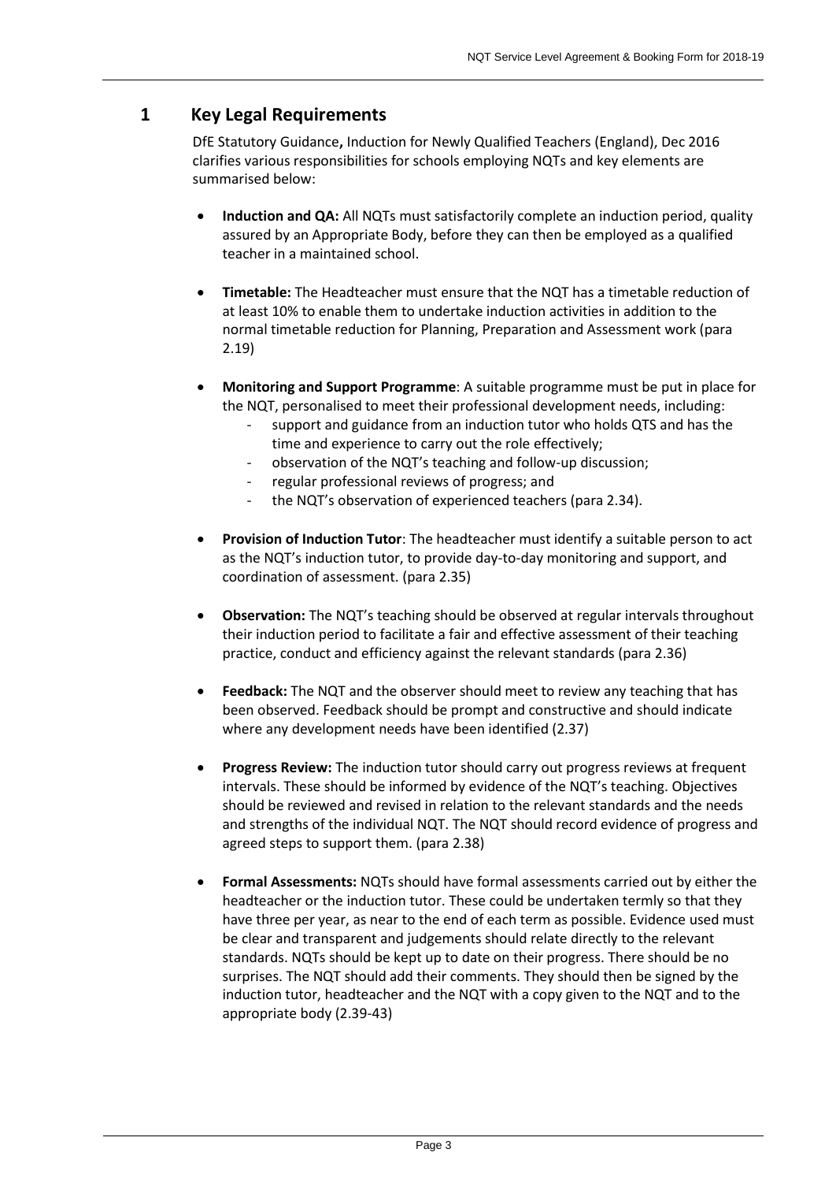## 1 Key Legal Requirements

DfE Statutory Guidance**,** Induction for Newly Qualified Teachers (England), Dec 2016 clarifies various responsibilities for schools employing NQTs and key elements are summarised below:

- **Induction and QA:** All NQTs must satisfactorily complete an induction period, quality assured by an Appropriate Body, before they can then be employed as a qualified teacher in a maintained school.

- **Timetable:** The Headteacher must ensure that the NQT has a timetable reduction of at least 10% to enable them to undertake induction activities in addition to the normal timetable reduction for Planning, Preparation and Assessment work (para 2.19)

- **Monitoring and Support Programme**: A suitable programme must be put in place for the NQT, personalised to meet their professional development needs, including:
  - support and guidance from an induction tutor who holds QTS and has the time and experience to carry out the role effectively;
  - observation of the NQT's teaching and follow-up discussion;
  - regular professional reviews of progress; and
  - the NQT's observation of experienced teachers (para 2.34).

- **Provision of Induction Tutor**: The headteacher must identify a suitable person to act as the NQT's induction tutor, to provide day-to-day monitoring and support, and coordination of assessment. (para 2.35)

- **Observation:** The NQT's teaching should be observed at regular intervals throughout their induction period to facilitate a fair and effective assessment of their teaching practice, conduct and efficiency against the relevant standards (para 2.36)

- **Feedback:** The NQT and the observer should meet to review any teaching that has been observed. Feedback should be prompt and constructive and should indicate where any development needs have been identified (2.37)

- **Progress Review:** The induction tutor should carry out progress reviews at frequent intervals. These should be informed by evidence of the NQT's teaching. Objectives should be reviewed and revised in relation to the relevant standards and the needs and strengths of the individual NQT. The NQT should record evidence of progress and agreed steps to support them. (para 2.38)

- **Formal Assessments:** NQTs should have formal assessments carried out by either the headteacher or the induction tutor. These could be undertaken termly so that they have three per year, as near to the end of each term as possible. Evidence used must be clear and transparent and judgements should relate directly to the relevant standards. NQTs should be kept up to date on their progress. There should be no surprises. The NQT should add their comments. They should then be signed by the induction tutor, headteacher and the NQT with a copy given to the NQT and to the appropriate body (2.39-43)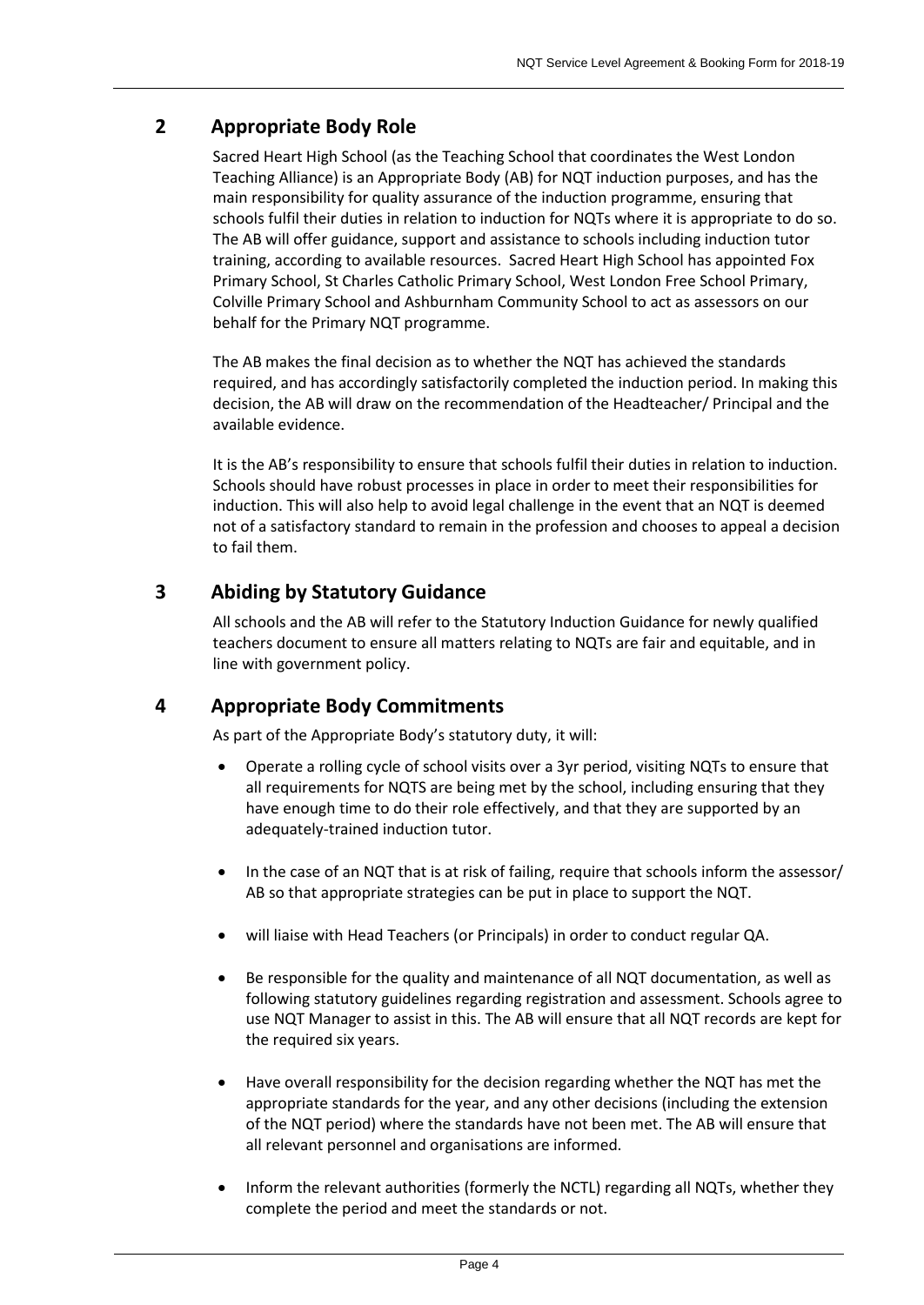## 2 Appropriate Body Role

Sacred Heart High School (as the Teaching School that coordinates the West London Teaching Alliance) is an Appropriate Body (AB) for NQT induction purposes, and has the main responsibility for quality assurance of the induction programme, ensuring that schools fulfil their duties in relation to induction for NQTs where it is appropriate to do so. The AB will offer guidance, support and assistance to schools including induction tutor training, according to available resources. Sacred Heart High School has appointed Fox Primary School, St Charles Catholic Primary School, West London Free School Primary, Colville Primary School and Ashburnham Community School to act as assessors on our behalf for the Primary NQT programme.

The AB makes the final decision as to whether the NQT has achieved the standards required, and has accordingly satisfactorily completed the induction period. In making this decision, the AB will draw on the recommendation of the Headteacher/ Principal and the available evidence.

It is the AB's responsibility to ensure that schools fulfil their duties in relation to induction. Schools should have robust processes in place in order to meet their responsibilities for induction. This will also help to avoid legal challenge in the event that an NQT is deemed not of a satisfactory standard to remain in the profession and chooses to appeal a decision to fail them.

## 3 Abiding by Statutory Guidance

All schools and the AB will refer to the Statutory Induction Guidance for newly qualified teachers document to ensure all matters relating to NQTs are fair and equitable, and in line with government policy.

## 4 Appropriate Body Commitments

As part of the Appropriate Body's statutory duty, it will:

- Operate a rolling cycle of school visits over a 3yr period, visiting NQTs to ensure that all requirements for NQTS are being met by the school, including ensuring that they have enough time to do their role effectively, and that they are supported by an adequately-trained induction tutor.
- In the case of an NQT that is at risk of failing, require that schools inform the assessor/ AB so that appropriate strategies can be put in place to support the NQT.
- will liaise with Head Teachers (or Principals) in order to conduct regular QA.
- Be responsible for the quality and maintenance of all NQT documentation, as well as following statutory guidelines regarding registration and assessment. Schools agree to use NQT Manager to assist in this. The AB will ensure that all NQT records are kept for the required six years.
- Have overall responsibility for the decision regarding whether the NQT has met the appropriate standards for the year, and any other decisions (including the extension of the NQT period) where the standards have not been met. The AB will ensure that all relevant personnel and organisations are informed.
- Inform the relevant authorities (formerly the NCTL) regarding all NQTs, whether they complete the period and meet the standards or not.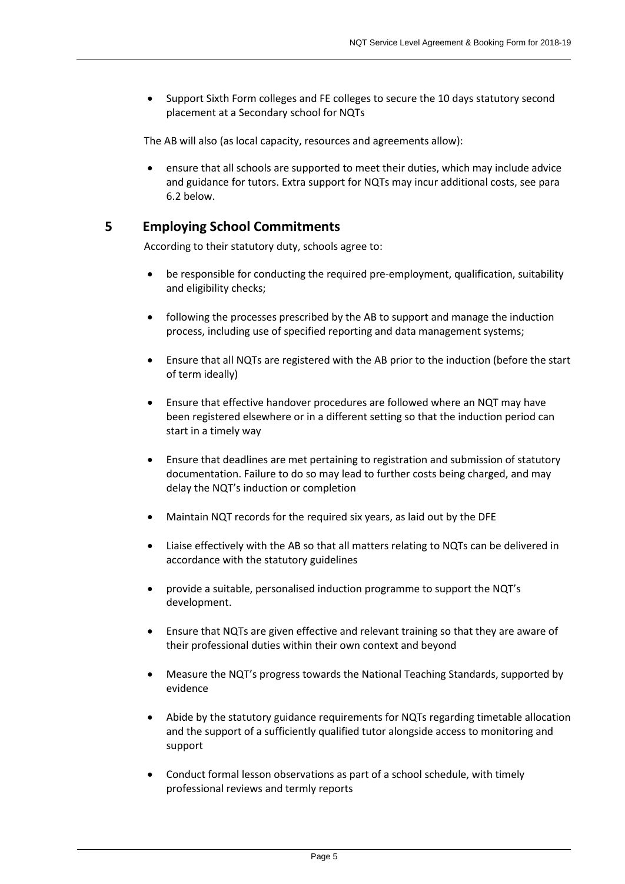- Support Sixth Form colleges and FE colleges to secure the 10 days statutory second placement at a Secondary school for NQTs

The AB will also (as local capacity, resources and agreements allow):

- ensure that all schools are supported to meet their duties, which may include advice and guidance for tutors. Extra support for NQTs may incur additional costs, see para 6.2 below.

## 5 Employing School Commitments

According to their statutory duty, schools agree to:

- be responsible for conducting the required pre-employment, qualification, suitability and eligibility checks;
- following the processes prescribed by the AB to support and manage the induction process, including use of specified reporting and data management systems;
- Ensure that all NQTs are registered with the AB prior to the induction (before the start of term ideally)
- Ensure that effective handover procedures are followed where an NQT may have been registered elsewhere or in a different setting so that the induction period can start in a timely way
- Ensure that deadlines are met pertaining to registration and submission of statutory documentation. Failure to do so may lead to further costs being charged, and may delay the NQT's induction or completion
- Maintain NQT records for the required six years, as laid out by the DFE
- Liaise effectively with the AB so that all matters relating to NQTs can be delivered in accordance with the statutory guidelines
- provide a suitable, personalised induction programme to support the NQT's development.
- Ensure that NQTs are given effective and relevant training so that they are aware of their professional duties within their own context and beyond
- Measure the NQT's progress towards the National Teaching Standards, supported by evidence
- Abide by the statutory guidance requirements for NQTs regarding timetable allocation and the support of a sufficiently qualified tutor alongside access to monitoring and support
- Conduct formal lesson observations as part of a school schedule, with timely professional reviews and termly reports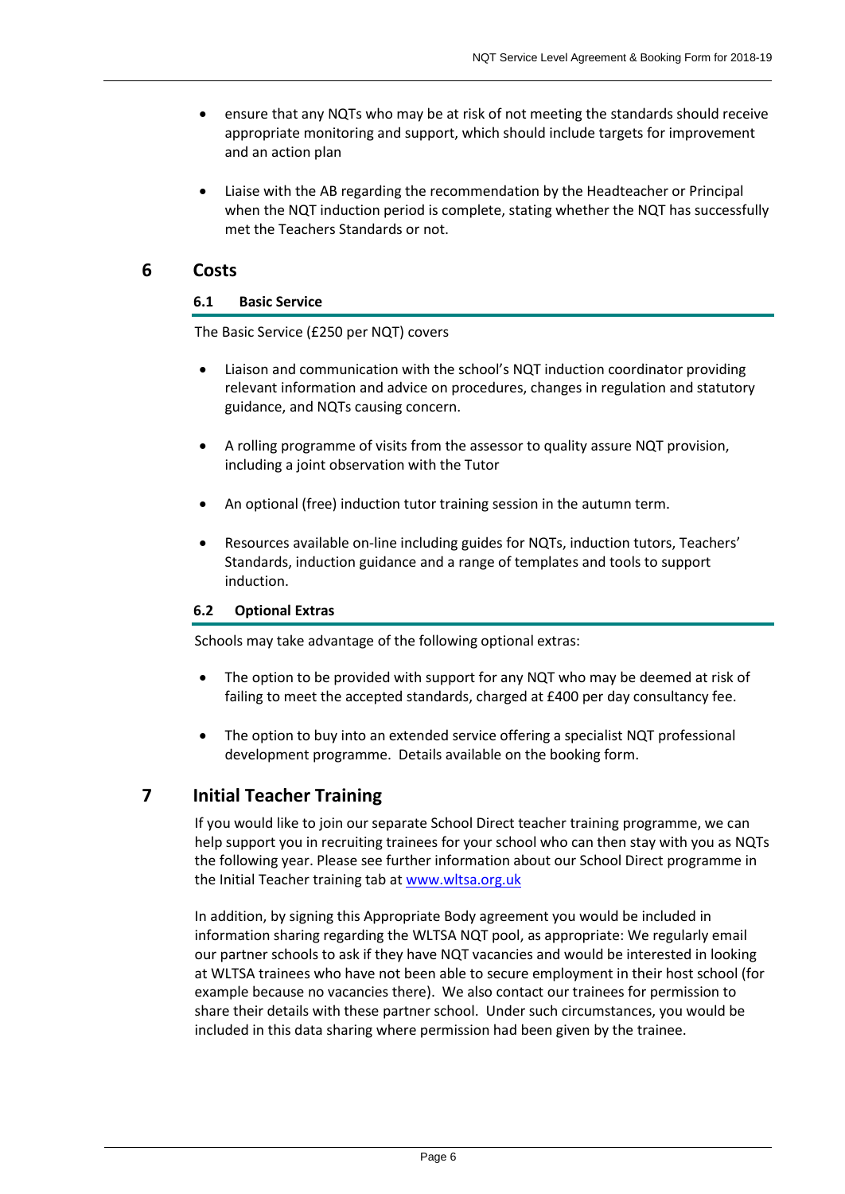- ensure that any NQTs who may be at risk of not meeting the standards should receive appropriate monitoring and support, which should include targets for improvement and an action plan

- Liaise with the AB regarding the recommendation by the Headteacher or Principal when the NQT induction period is complete, stating whether the NQT has successfully met the Teachers Standards or not.

## 6 Costs

### 6.1 Basic Service

The Basic Service (£250 per NQT) covers

- Liaison and communication with the school's NQT induction coordinator providing relevant information and advice on procedures, changes in regulation and statutory guidance, and NQTs causing concern.

- A rolling programme of visits from the assessor to quality assure NQT provision, including a joint observation with the Tutor

- An optional (free) induction tutor training session in the autumn term.

- Resources available on-line including guides for NQTs, induction tutors, Teachers' Standards, induction guidance and a range of templates and tools to support induction.

### 6.2 Optional Extras

Schools may take advantage of the following optional extras:

- The option to be provided with support for any NQT who may be deemed at risk of failing to meet the accepted standards, charged at £400 per day consultancy fee.

- The option to buy into an extended service offering a specialist NQT professional development programme. Details available on the booking form.

## 7 Initial Teacher Training

If you would like to join our separate School Direct teacher training programme, we can help support you in recruiting trainees for your school who can then stay with you as NQTs the following year. Please see further information about our School Direct programme in the Initial Teacher training tab at [www.wltsa.org.uk](www.wltsa.org.uk)

In addition, by signing this Appropriate Body agreement you would be included in information sharing regarding the WLTSA NQT pool, as appropriate: We regularly email our partner schools to ask if they have NQT vacancies and would be interested in looking at WLTSA trainees who have not been able to secure employment in their host school (for example because no vacancies there). We also contact our trainees for permission to share their details with these partner school. Under such circumstances, you would be included in this data sharing where permission had been given by the trainee.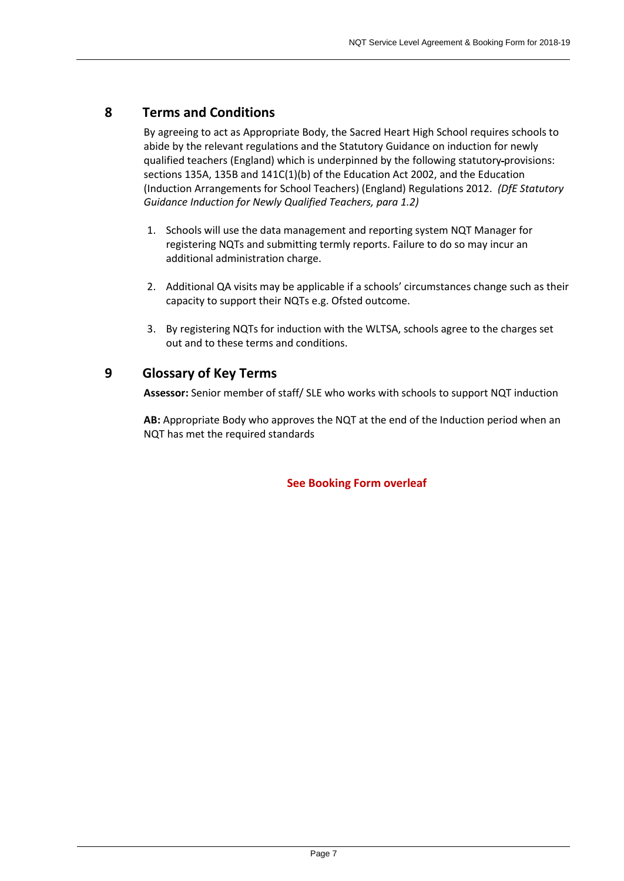## 8 Terms and Conditions

By agreeing to act as Appropriate Body, the Sacred Heart High School requires schools to abide by the relevant regulations and the Statutory Guidance on induction for newly qualified teachers (England) which is underpinned by the following statutory provisions: sections 135A, 135B and 141C(1)(b) of the Education Act 2002, and the Education (Induction Arrangements for School Teachers) (England) Regulations 2012. *(DfE Statutory Guidance Induction for Newly Qualified Teachers, para 1.2)*

1. Schools will use the data management and reporting system NQT Manager for registering NQTs and submitting termly reports. Failure to do so may incur an additional administration charge.

2. Additional QA visits may be applicable if a schools' circumstances change such as their capacity to support their NQTs e.g. Ofsted outcome.

3. By registering NQTs for induction with the WLTSA, schools agree to the charges set out and to these terms and conditions.

## 9 Glossary of Key Terms

**Assessor:** Senior member of staff/ SLE who works with schools to support NQT induction

**AB:** Appropriate Body who approves the NQT at the end of the Induction period when an NQT has met the required standards

**See Booking Form overleaf**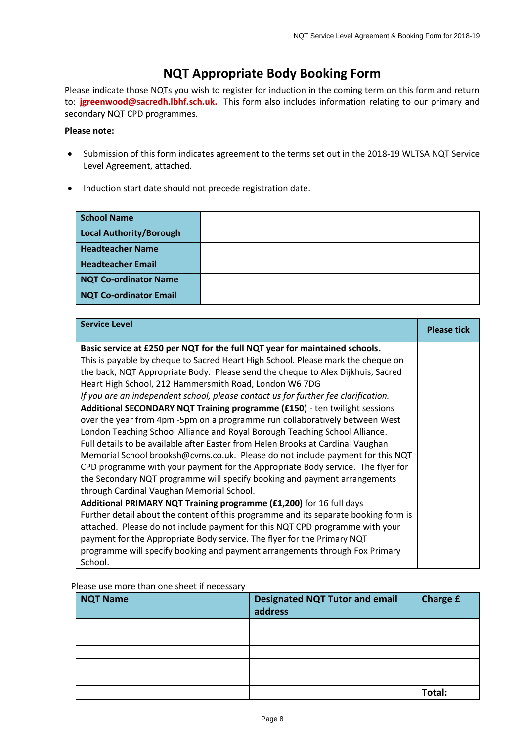# NQT Appropriate Body Booking Form

Please indicate those NQTs you wish to register for induction in the coming term on this form and return to: **jgreenwood@sacredh.lbhf.sch.uk.** This form also includes information relating to our primary and secondary NQT CPD programmes.

**Please note:**

- Submission of this form indicates agreement to the terms set out in the 2018-19 WLTSA NQT Service Level Agreement, attached.
- Induction start date should not precede registration date.

| | |
|---|---|
| **School Name** | |
| **Local Authority/Borough** | |
| **Headteacher Name** | |
| **Headteacher Email** | |
| **NQT Co-ordinator Name** | |
| **NQT Co-ordinator Email** | |

| **Service Level** | **Please tick** |
|---|---|
| **Basic service at £250 per NQT for the full NQT year for maintained schools.** This is payable by cheque to Sacred Heart High School. Please mark the cheque on the back, NQT Appropriate Body. Please send the cheque to Alex Dijkhuis, Sacred Heart High School, 212 Hammersmith Road, London W6 7DG *If you are an independent school, please contact us for further fee clarification.* | |
| **Additional SECONDARY NQT Training programme (£150**) - ten twilight sessions over the year from 4pm -5pm on a programme run collaboratively between West London Teaching School Alliance and Royal Borough Teaching School Alliance. Full details to be available after Easter from Helen Brooks at Cardinal Vaughan Memorial School brooksh@cvms.co.uk. Please do not include payment for this NQT CPD programme with your payment for the Appropriate Body service. The flyer for the Secondary NQT programme will specify booking and payment arrangements through Cardinal Vaughan Memorial School. | |
| **Additional PRIMARY NQT Training programme (£1,200)** for 16 full days Further detail about the content of this programme and its separate booking form is attached. Please do not include payment for this NQT CPD programme with your payment for the Appropriate Body service. The flyer for the Primary NQT programme will specify booking and payment arrangements through Fox Primary School. | |

Please use more than one sheet if necessary

| **NQT Name** | **Designated NQT Tutor and email address** | **Charge £** |
|---|---|---|
| | | |
| | | |
| | | |
| | | |
| | | |
| | | **Total:** |